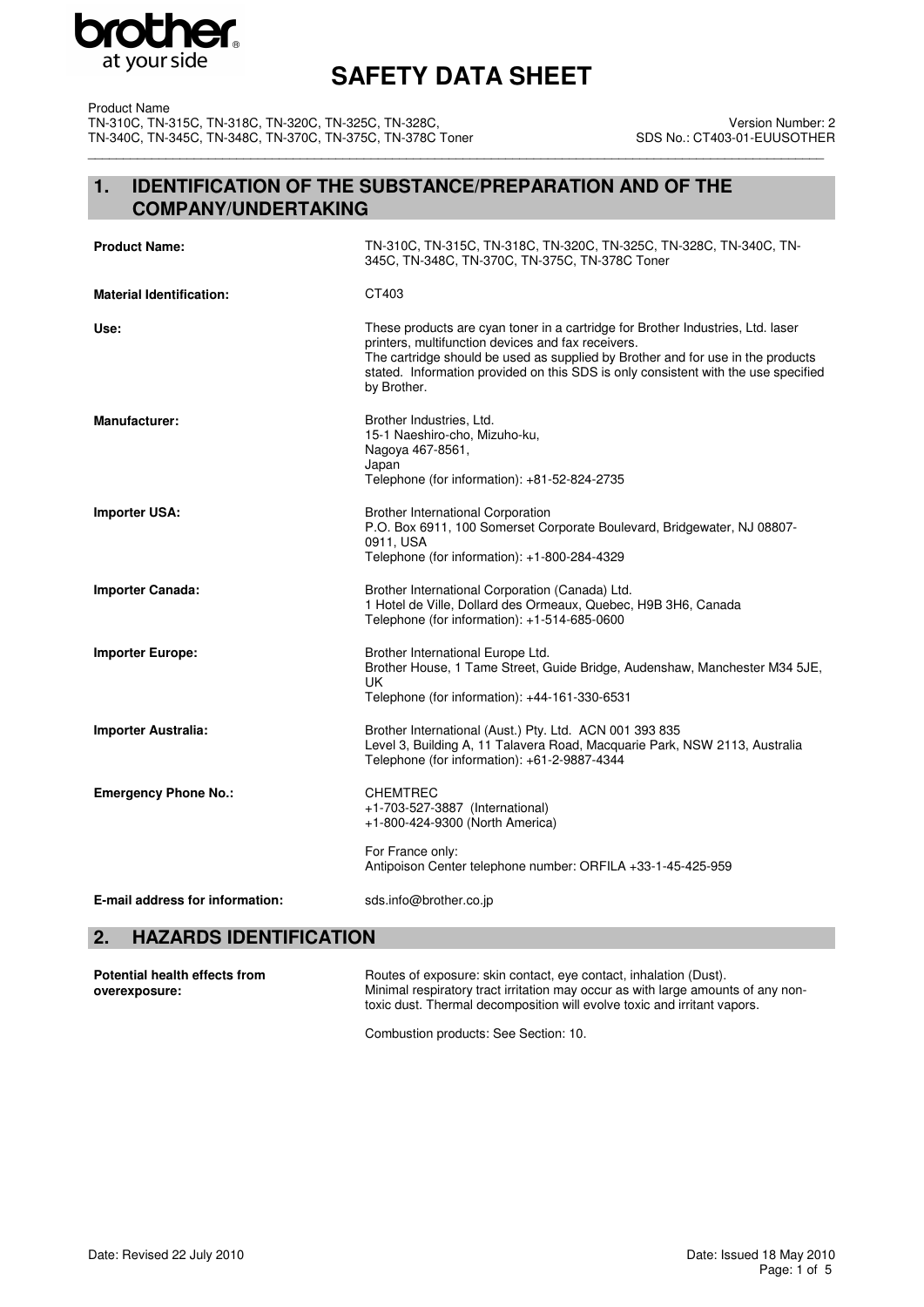# SAFETY DATA SHEET

Product Name
TN-310C, TN-315C, TN-318C, TN-320C, TN-325C, TN-328C,
TN-340C, TN-345C, TN-348C, TN-370C, TN-375C, TN-378C Toner

Version Number: 2
SDS No.: CT403-01-EUUSOTHER

## 1. IDENTIFICATION OF THE SUBSTANCE/PREPARATION AND OF THE COMPANY/UNDERTAKING

**Product Name:** TN-310C, TN-315C, TN-318C, TN-320C, TN-325C, TN-328C, TN-340C, TN-345C, TN-348C, TN-370C, TN-375C, TN-378C Toner

**Material Identification:** CT403

**Use:** These products are cyan toner in a cartridge for Brother Industries, Ltd. laser printers, multifunction devices and fax receivers.
The cartridge should be used as supplied by Brother and for use in the products stated. Information provided on this SDS is only consistent with the use specified by Brother.

**Manufacturer:**
Brother Industries, Ltd.
15-1 Naeshiro-cho, Mizuho-ku,
Nagoya 467-8561,
Japan
Telephone (for information): +81-52-824-2735

**Importer USA:**
Brother International Corporation
P.O. Box 6911, 100 Somerset Corporate Boulevard, Bridgewater, NJ 08807-0911, USA
Telephone (for information): +1-800-284-4329

**Importer Canada:**
Brother International Corporation (Canada) Ltd.
1 Hotel de Ville, Dollard des Ormeaux, Quebec, H9B 3H6, Canada
Telephone (for information): +1-514-685-0600

**Importer Europe:**
Brother International Europe Ltd.
Brother House, 1 Tame Street, Guide Bridge, Audenshaw, Manchester M34 5JE, UK
Telephone (for information): +44-161-330-6531

**Importer Australia:**
Brother International (Aust.) Pty. Ltd. ACN 001 393 835
Level 3, Building A, 11 Talavera Road, Macquarie Park, NSW 2113, Australia
Telephone (for information): +61-2-9887-4344

**Emergency Phone No.:**
CHEMTREC
+1-703-527-3887 (International)
+1-800-424-9300 (North America)

For France only:
Antipoison Center telephone number: ORFILA +33-1-45-425-959

**E-mail address for information:** sds.info@brother.co.jp

## 2. HAZARDS IDENTIFICATION

**Potential health effects from overexposure:**
Routes of exposure: skin contact, eye contact, inhalation (Dust).
Minimal respiratory tract irritation may occur as with large amounts of any non-toxic dust. Thermal decomposition will evolve toxic and irritant vapors.

Combustion products: See Section: 10.

Date: Revised 22 July 2010

Date: Issued 18 May 2010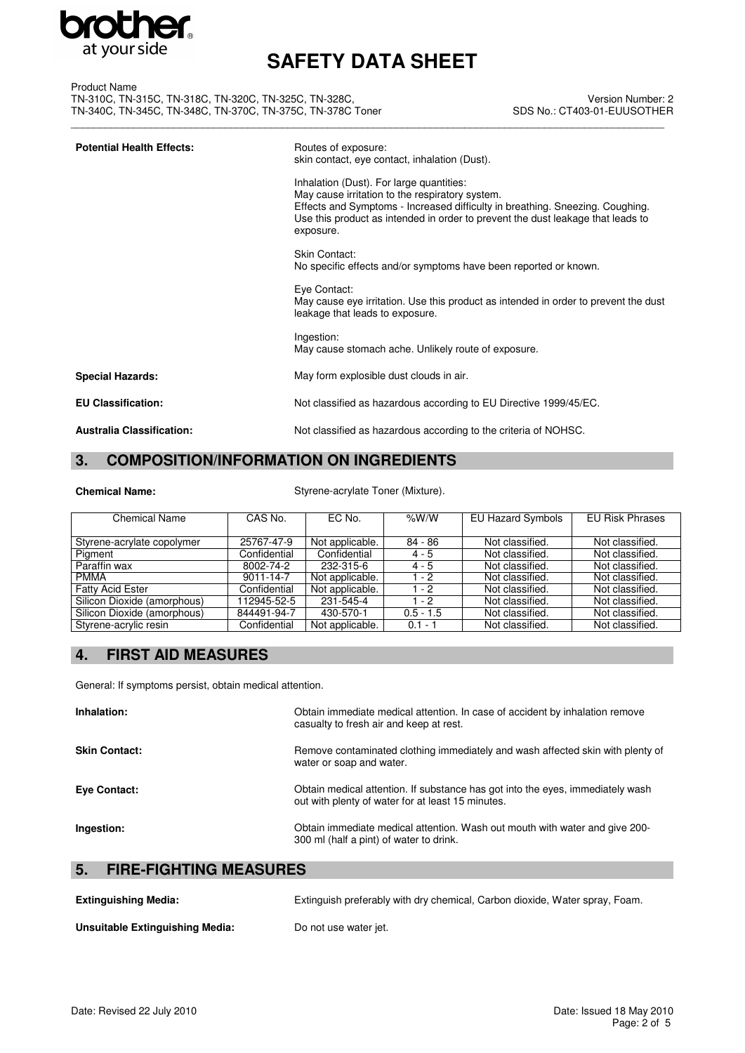| | |
|---|---|
| **Potential Health Effects:** | Routes of exposure: skin contact, eye contact, inhalation (Dust). |
| | Inhalation (Dust). For large quantities: May cause irritation to the respiratory system. Effects and Symptoms - Increased difficulty in breathing. Sneezing. Coughing. Use this product as intended in order to prevent the dust leakage that leads to exposure. |
| | Skin Contact: No specific effects and/or symptoms have been reported or known. |
| | Eye Contact: May cause eye irritation. Use this product as intended in order to prevent the dust leakage that leads to exposure. |
| | Ingestion: May cause stomach ache. Unlikely route of exposure. |
| **Special Hazards:** | May form explosible dust clouds in air. |
| **EU Classification:** | Not classified as hazardous according to EU Directive 1999/45/EC. |
| **Australia Classification:** | Not classified as hazardous according to the criteria of NOHSC. |

## 3. COMPOSITION/INFORMATION ON INGREDIENTS

**Chemical Name:** Styrene-acrylate Toner (Mixture).

| Chemical Name | CAS No. | EC No. | %W/W | EU Hazard Symbols | EU Risk Phrases |
|---|---|---|---|---|---|
| Styrene-acrylate copolymer | 25767-47-9 | Not applicable. | 84 - 86 | Not classified. | Not classified. |
| Pigment | Confidential | Confidential | 4 - 5 | Not classified. | Not classified. |
| Paraffin wax | 8002-74-2 | 232-315-6 | 4 - 5 | Not classified. | Not classified. |
| PMMA | 9011-14-7 | Not applicable. | 1 - 2 | Not classified. | Not classified. |
| Fatty Acid Ester | Confidential | Not applicable. | 1 - 2 | Not classified. | Not classified. |
| Silicon Dioxide (amorphous) | 112945-52-5 | 231-545-4 | 1 - 2 | Not classified. | Not classified. |
| Silicon Dioxide (amorphous) | 844491-94-7 | 430-570-1 | 0.5 - 1.5 | Not classified. | Not classified. |
| Styrene-acrylic resin | Confidential | Not applicable. | 0.1 - 1 | Not classified. | Not classified. |

## 4. FIRST AID MEASURES

General: If symptoms persist, obtain medical attention.

| | |
|---|---|
| **Inhalation:** | Obtain immediate medical attention. In case of accident by inhalation remove casualty to fresh air and keep at rest. |
| **Skin Contact:** | Remove contaminated clothing immediately and wash affected skin with plenty of water or soap and water. |
| **Eye Contact:** | Obtain medical attention. If substance has got into the eyes, immediately wash out with plenty of water for at least 15 minutes. |
| **Ingestion:** | Obtain immediate medical attention. Wash out mouth with water and give 200-300 ml (half a pint) of water to drink. |

## 5. FIRE-FIGHTING MEASURES

| | |
|---|---|
| **Extinguishing Media:** | Extinguish preferably with dry chemical, Carbon dioxide, Water spray, Foam. |
| **Unsuitable Extinguishing Media:** | Do not use water jet. |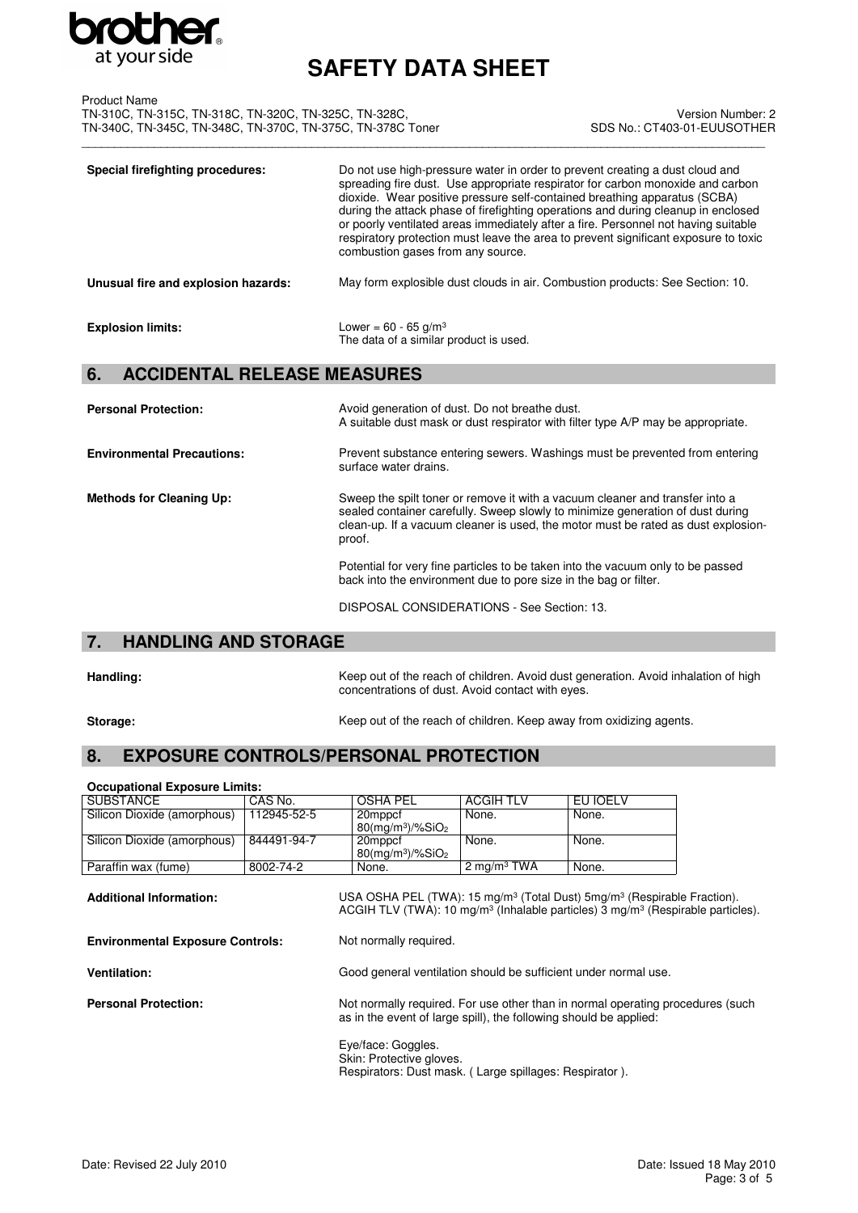**Special firefighting procedures:** Do not use high-pressure water in order to prevent creating a dust cloud and spreading fire dust. Use appropriate respirator for carbon monoxide and carbon dioxide. Wear positive pressure self-contained breathing apparatus (SCBA) during the attack phase of firefighting operations and during cleanup in enclosed or poorly ventilated areas immediately after a fire. Personnel not having suitable respiratory protection must leave the area to prevent significant exposure to toxic combustion gases from any source.

**Unusual fire and explosion hazards:** May form explosible dust clouds in air. Combustion products: See Section: 10.

**Explosion limits:** Lower = 60 - 65 g/m³
The data of a similar product is used.

## 6. ACCIDENTAL RELEASE MEASURES

**Personal Protection:** Avoid generation of dust. Do not breathe dust.
A suitable dust mask or dust respirator with filter type A/P may be appropriate.

**Environmental Precautions:** Prevent substance entering sewers. Washings must be prevented from entering surface water drains.

**Methods for Cleaning Up:** Sweep the spilt toner or remove it with a vacuum cleaner and transfer into a sealed container carefully. Sweep slowly to minimize generation of dust during clean-up. If a vacuum cleaner is used, the motor must be rated as dust explosion-proof.

Potential for very fine particles to be taken into the vacuum only to be passed back into the environment due to pore size in the bag or filter.

DISPOSAL CONSIDERATIONS - See Section: 13.

## 7. HANDLING AND STORAGE

**Handling:** Keep out of the reach of children. Avoid dust generation. Avoid inhalation of high concentrations of dust. Avoid contact with eyes.

**Storage:** Keep out of the reach of children. Keep away from oxidizing agents.

## 8. EXPOSURE CONTROLS/PERSONAL PROTECTION

**Occupational Exposure Limits:**

| SUBSTANCE | CAS No. | OSHA PEL | ACGIH TLV | EU IOELV |
|---|---|---|---|---|
| Silicon Dioxide (amorphous) | 112945-52-5 | 20mppcf 80(mg/m³)/%$SiO_2$ | None. | None. |
| Silicon Dioxide (amorphous) | 844491-94-7 | 20mppcf 80(mg/m³)/%$SiO_2$ | None. | None. |
| Paraffin wax (fume) | 8002-74-2 | None. | 2 mg/m³ TWA | None. |

**Additional Information:** USA OSHA PEL (TWA): 15 mg/m³ (Total Dust) 5mg/m³ (Respirable Fraction).
ACGIH TLV (TWA): 10 mg/m³ (Inhalable particles) 3 mg/m³ (Respirable particles).

**Environmental Exposure Controls:** Not normally required.

**Ventilation:** Good general ventilation should be sufficient under normal use.

**Personal Protection:** Not normally required. For use other than in normal operating procedures (such as in the event of large spill), the following should be applied:

Eye/face: Goggles.
Skin: Protective gloves.
Respirators: Dust mask. ( Large spillages: Respirator ).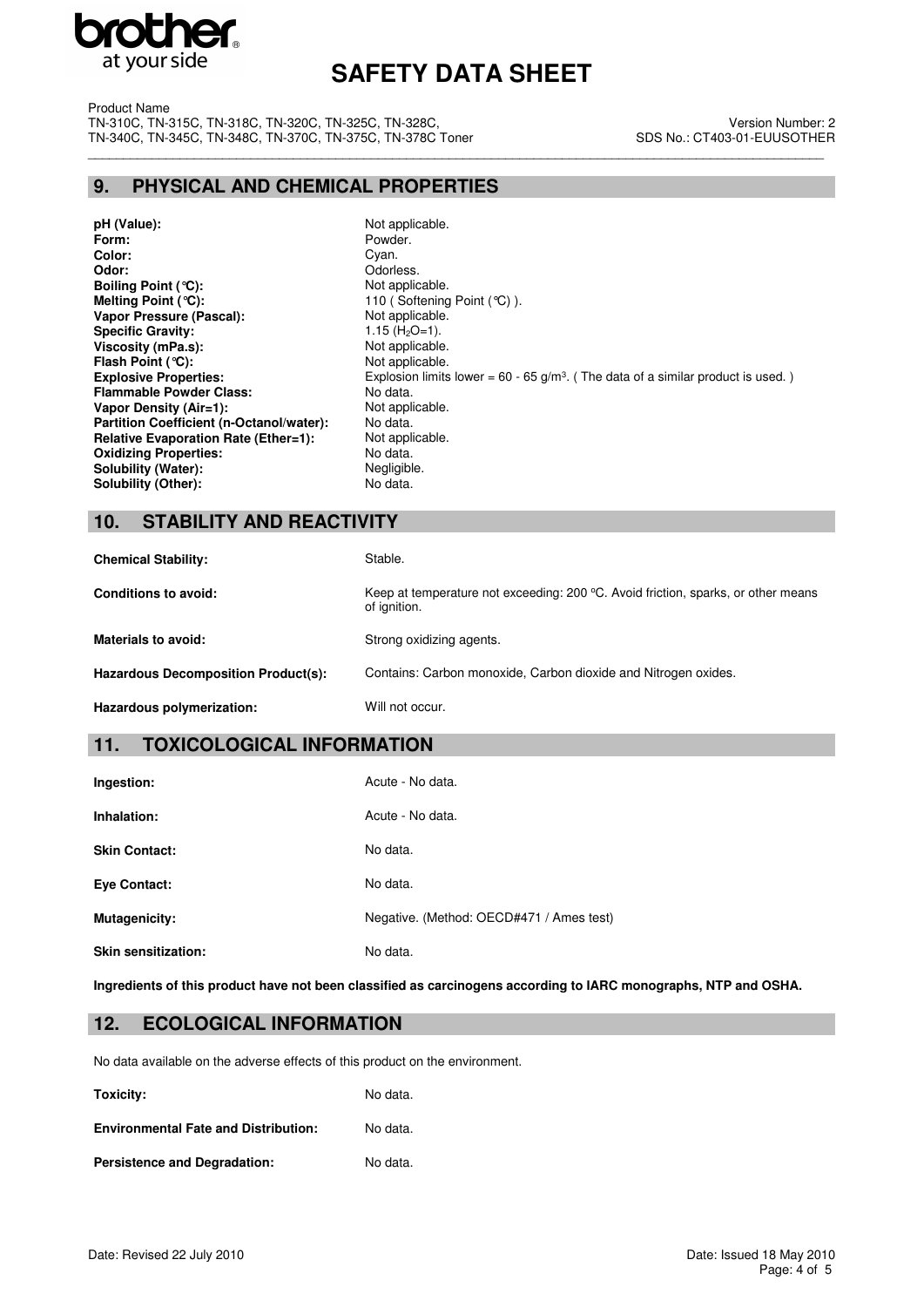## 9. PHYSICAL AND CHEMICAL PROPERTIES

| | |
|---|---|
| **pH (Value):** | Not applicable. |
| **Form:** | Powder. |
| **Color:** | Cyan. |
| **Odor:** | Odorless. |
| **Boiling Point (℃):** | Not applicable. |
| **Melting Point (℃):** | 110 ( Softening Point (℃) ). |
| **Vapor Pressure (Pascal):** | Not applicable. |
| **Specific Gravity:** | 1.15 ($H_2O$=1). |
| **Viscosity (mPa.s):** | Not applicable. |
| **Flash Point (℃):** | Not applicable. |
| **Explosive Properties:** | Explosion limits lower = 60 - 65 g/m$^3$. ( The data of a similar product is used. ) |
| **Flammable Powder Class:** | No data. |
| **Vapor Density (Air=1):** | Not applicable. |
| **Partition Coefficient (n-Octanol/water):** | No data. |
| **Relative Evaporation Rate (Ether=1):** | Not applicable. |
| **Oxidizing Properties:** | No data. |
| **Solubility (Water):** | Negligible. |
| **Solubility (Other):** | No data. |

## 10. STABILITY AND REACTIVITY

| | |
|---|---|
| **Chemical Stability:** | Stable. |
| **Conditions to avoid:** | Keep at temperature not exceeding: 200 ºC. Avoid friction, sparks, or other means of ignition. |
| **Materials to avoid:** | Strong oxidizing agents. |
| **Hazardous Decomposition Product(s):** | Contains: Carbon monoxide, Carbon dioxide and Nitrogen oxides. |
| **Hazardous polymerization:** | Will not occur. |

## 11. TOXICOLOGICAL INFORMATION

| | |
|---|---|
| **Ingestion:** | Acute - No data. |
| **Inhalation:** | Acute - No data. |
| **Skin Contact:** | No data. |
| **Eye Contact:** | No data. |
| **Mutagenicity:** | Negative. (Method: OECD#471 / Ames test) |
| **Skin sensitization:** | No data. |

**Ingredients of this product have not been classified as carcinogens according to IARC monographs, NTP and OSHA.**

## 12. ECOLOGICAL INFORMATION

No data available on the adverse effects of this product on the environment.

| | |
|---|---|
| **Toxicity:** | No data. |
| **Environmental Fate and Distribution:** | No data. |
| **Persistence and Degradation:** | No data. |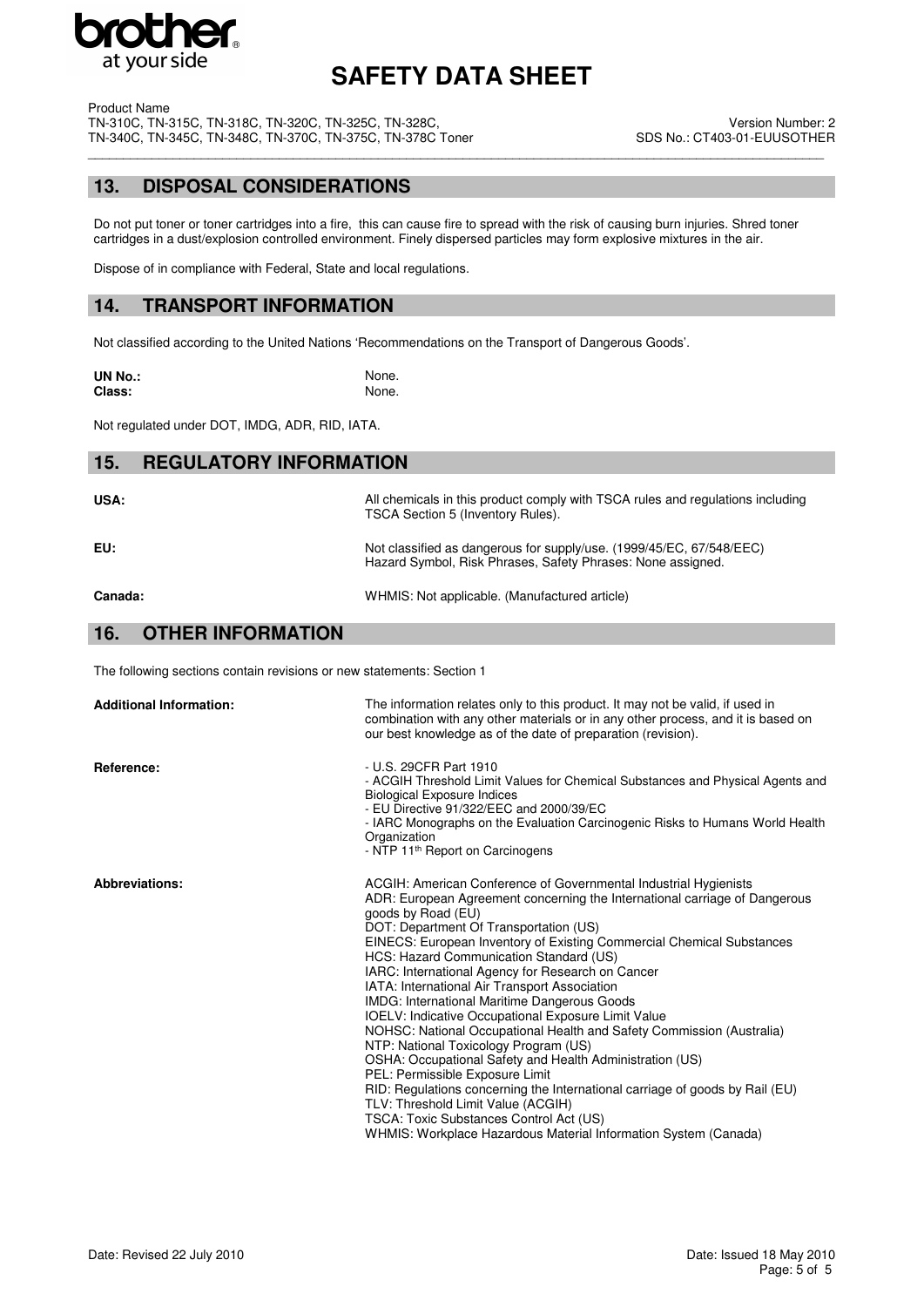## 13. DISPOSAL CONSIDERATIONS

Do not put toner or toner cartridges into a fire, this can cause fire to spread with the risk of causing burn injuries. Shred toner cartridges in a dust/explosion controlled environment. Finely dispersed particles may form explosive mixtures in the air.

Dispose of in compliance with Federal, State and local regulations.

## 14. TRANSPORT INFORMATION

Not classified according to the United Nations 'Recommendations on the Transport of Dangerous Goods'.

| | |
|---|---|
| **UN No.:** | None. |
| **Class:** | None. |

Not regulated under DOT, IMDG, ADR, RID, IATA.

## 15. REGULATORY INFORMATION

| | |
|---|---|
| **USA:** | All chemicals in this product comply with TSCA rules and regulations including TSCA Section 5 (Inventory Rules). |
| **EU:** | Not classified as dangerous for supply/use. (1999/45/EC, 67/548/EEC) Hazard Symbol, Risk Phrases, Safety Phrases: None assigned. |
| **Canada:** | WHMIS: Not applicable. (Manufactured article) |

## 16. OTHER INFORMATION

The following sections contain revisions or new statements: Section 1

**Additional Information:** The information relates only to this product. It may not be valid, if used in combination with any other materials or in any other process, and it is based on our best knowledge as of the date of preparation (revision).

**Reference:**

- U.S. 29CFR Part 1910
- ACGIH Threshold Limit Values for Chemical Substances and Physical Agents and Biological Exposure Indices
- EU Directive 91/322/EEC and 2000/39/EC
- IARC Monographs on the Evaluation Carcinogenic Risks to Humans World Health Organization
- NTP 11th Report on Carcinogens

**Abbreviations:**

ACGIH: American Conference of Governmental Industrial Hygienists
ADR: European Agreement concerning the International carriage of Dangerous goods by Road (EU)
DOT: Department Of Transportation (US)
EINECS: European Inventory of Existing Commercial Chemical Substances
HCS: Hazard Communication Standard (US)
IARC: International Agency for Research on Cancer
IATA: International Air Transport Association
IMDG: International Maritime Dangerous Goods
IOELV: Indicative Occupational Exposure Limit Value
NOHSC: National Occupational Health and Safety Commission (Australia)
NTP: National Toxicology Program (US)
OSHA: Occupational Safety and Health Administration (US)
PEL: Permissible Exposure Limit
RID: Regulations concerning the International carriage of goods by Rail (EU)
TLV: Threshold Limit Value (ACGIH)
TSCA: Toxic Substances Control Act (US)
WHMIS: Workplace Hazardous Material Information System (Canada)

Date: Revised 22 July 2010

Date: Issued 18 May 2010